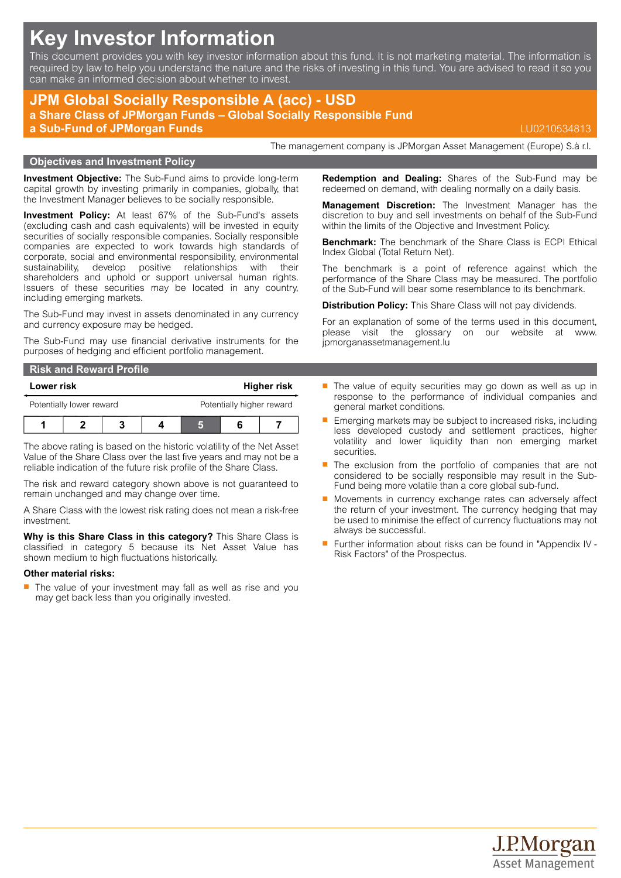# Key Investor Information

This document provides you with key investor information about this fund. It is not marketing material. The information is required by law to help you understand the nature and the risks of investing in this fund. You are advised to read it so you can make an informed decision about whether to invest.

## JPM Global Socially Responsible A (acc) - USD

**a Share Class of JPMorgan Funds – Global Socially Responsible Fund**
**a Sub-Fund of JPMorgan Funds**

LU0210534813

The management company is JPMorgan Asset Management (Europe) S.à r.l.

## Objectives and Investment Policy

**Investment Objective:** The Sub-Fund aims to provide long-term capital growth by investing primarily in companies, globally, that the Investment Manager believes to be socially responsible.

**Investment Policy:** At least 67% of the Sub-Fund's assets (excluding cash and cash equivalents) will be invested in equity securities of socially responsible companies. Socially responsible companies are expected to work towards high standards of corporate, social and environmental responsibility, environmental sustainability, develop positive relationships with their shareholders and uphold or support universal human rights. Issuers of these securities may be located in any country, including emerging markets.

The Sub-Fund may invest in assets denominated in any currency and currency exposure may be hedged.

The Sub-Fund may use financial derivative instruments for the purposes of hedging and efficient portfolio management.

**Redemption and Dealing:** Shares of the Sub-Fund may be redeemed on demand, with dealing normally on a daily basis.

**Management Discretion:** The Investment Manager has the discretion to buy and sell investments on behalf of the Sub-Fund within the limits of the Objective and Investment Policy.

**Benchmark:** The benchmark of the Share Class is ECPI Ethical Index Global (Total Return Net).

The benchmark is a point of reference against which the performance of the Share Class may be measured. The portfolio of the Sub-Fund will bear some resemblance to its benchmark.

**Distribution Policy:** This Share Class will not pay dividends.

For an explanation of some of the terms used in this document, please visit the glossary on our website at www.jpmorganassetmanagement.lu

## Risk and Reward Profile

| Lower risk | | | | | | Higher risk |
|---|---|---|---|---|---|---|
| Potentially lower reward | | | | | | Potentially higher reward |
| 1 | 2 | 3 | 4 | **5** | 6 | 7 |

The above rating is based on the historic volatility of the Net Asset Value of the Share Class over the last five years and may not be a reliable indication of the future risk profile of the Share Class.

The risk and reward category shown above is not guaranteed to remain unchanged and may change over time.

A Share Class with the lowest risk rating does not mean a risk-free investment.

**Why is this Share Class in this category?** This Share Class is classified in category 5 because its Net Asset Value has shown medium to high fluctuations historically.

**Other material risks:**

- The value of your investment may fall as well as rise and you may get back less than you originally invested.
- The value of equity securities may go down as well as up in response to the performance of individual companies and general market conditions.
- Emerging markets may be subject to increased risks, including less developed custody and settlement practices, higher volatility and lower liquidity than non emerging market securities.
- The exclusion from the portfolio of companies that are not considered to be socially responsible may result in the Sub-Fund being more volatile than a core global sub-fund.
- Movements in currency exchange rates can adversely affect the return of your investment. The currency hedging that may be used to minimise the effect of currency fluctuations may not always be successful.
- Further information about risks can be found in "Appendix IV - Risk Factors" of the Prospectus.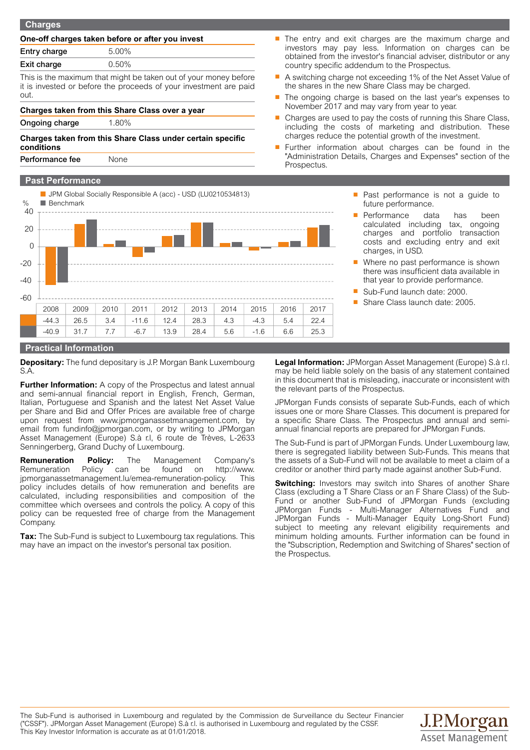## Charges

| One-off charges taken before or after you invest | |
|---|---|
| Entry charge | 5.00% |
| Exit charge | 0.50% |

This is the maximum that might be taken out of your money before it is invested or before the proceeds of your investment are paid out.

| Charges taken from this Share Class over a year | |
|---|---|
| Ongoing charge | 1.80% |

| Charges taken from this Share Class under certain specific conditions | |
|---|---|
| Performance fee | None |

- The entry and exit charges are the maximum charge and investors may pay less. Information on charges can be obtained from the investor's financial adviser, distributor or any country specific addendum to the Prospectus.
- A switching charge not exceeding 1% of the Net Asset Value of the shares in the new Share Class may be charged.
- The ongoing charge is based on the last year's expenses to November 2017 and may vary from year to year.
- Charges are used to pay the costs of running this Share Class, including the costs of marketing and distribution. These charges reduce the potential growth of the investment.
- Further information about charges can be found in the "Administration Details, Charges and Expenses" section of the Prospectus.

## Past Performance

JPM Global Socially Responsible A (acc) - USD (LU0210534813)
Benchmark

%
40
20
0
-20
-40
-60

2008 2009 2010 2011 2012 2013 2014 2015 2016 2017
-44.3 26.5 3.4 -11.6 12.4 28.3 4.3 -4.3 5.4 22.4
-40.9 31.7 7.7 -6.7 13.9 28.4 5.6 -1.6 6.6 25.3

- Past performance is not a guide to future performance.
- Performance data has been calculated including tax, ongoing charges and portfolio transaction costs and excluding entry and exit charges, in USD.
- Where no past performance is shown there was insufficient data available in that year to provide performance.
- Sub-Fund launch date: 2000.
- Share Class launch date: 2005.

## Practical Information

**Depositary:** The fund depositary is J.P. Morgan Bank Luxembourg S.A.

**Further Information:** A copy of the Prospectus and latest annual and semi-annual financial report in English, French, German, Italian, Portuguese and Spanish and the latest Net Asset Value per Share and Bid and Offer Prices are available free of charge upon request from www.jpmorganassetmanagement.com, by email from fundinfo@jpmorgan.com, or by writing to JPMorgan Asset Management (Europe) S.à r.l, 6 route de Trèves, L-2633 Senningerberg, Grand Duchy of Luxembourg.

**Remuneration Policy:** The Management Company's Remuneration Policy can be found on http://www.jpmorganassetmanagement.lu/emea-remuneration-policy. This policy includes details of how remuneration and benefits are calculated, including responsibilities and composition of the committee which oversees and controls the policy. A copy of this policy can be requested free of charge from the Management Company.

**Tax:** The Sub-Fund is subject to Luxembourg tax regulations. This may have an impact on the investor's personal tax position.

**Legal Information:** JPMorgan Asset Management (Europe) S.à r.l. may be held liable solely on the basis of any statement contained in this document that is misleading, inaccurate or inconsistent with the relevant parts of the Prospectus.

JPMorgan Funds consists of separate Sub-Funds, each of which issues one or more Share Classes. This document is prepared for a specific Share Class. The Prospectus and annual and semi-annual financial reports are prepared for JPMorgan Funds.

The Sub-Fund is part of JPMorgan Funds. Under Luxembourg law, there is segregated liability between Sub-Funds. This means that the assets of a Sub-Fund will not be available to meet a claim of a creditor or another third party made against another Sub-Fund.

**Switching:** Investors may switch into Shares of another Share Class (excluding a T Share Class or an F Share Class) of the Sub-Fund or another Sub-Fund of JPMorgan Funds (excluding JPMorgan Funds - Multi-Manager Alternatives Fund and JPMorgan Funds - Multi-Manager Equity Long-Short Fund) subject to meeting any relevant eligibility requirements and minimum holding amounts. Further information can be found in the "Subscription, Redemption and Switching of Shares" section of the Prospectus.

The Sub-Fund is authorised in Luxembourg and regulated by the Commission de Surveillance du Secteur Financier ("CSSF"). JPMorgan Asset Management (Europe) S.à r.l. is authorised in Luxembourg and regulated by the CSSF.
This Key Investor Information is accurate as at 01/01/2018.

J.P.Morgan Asset Management